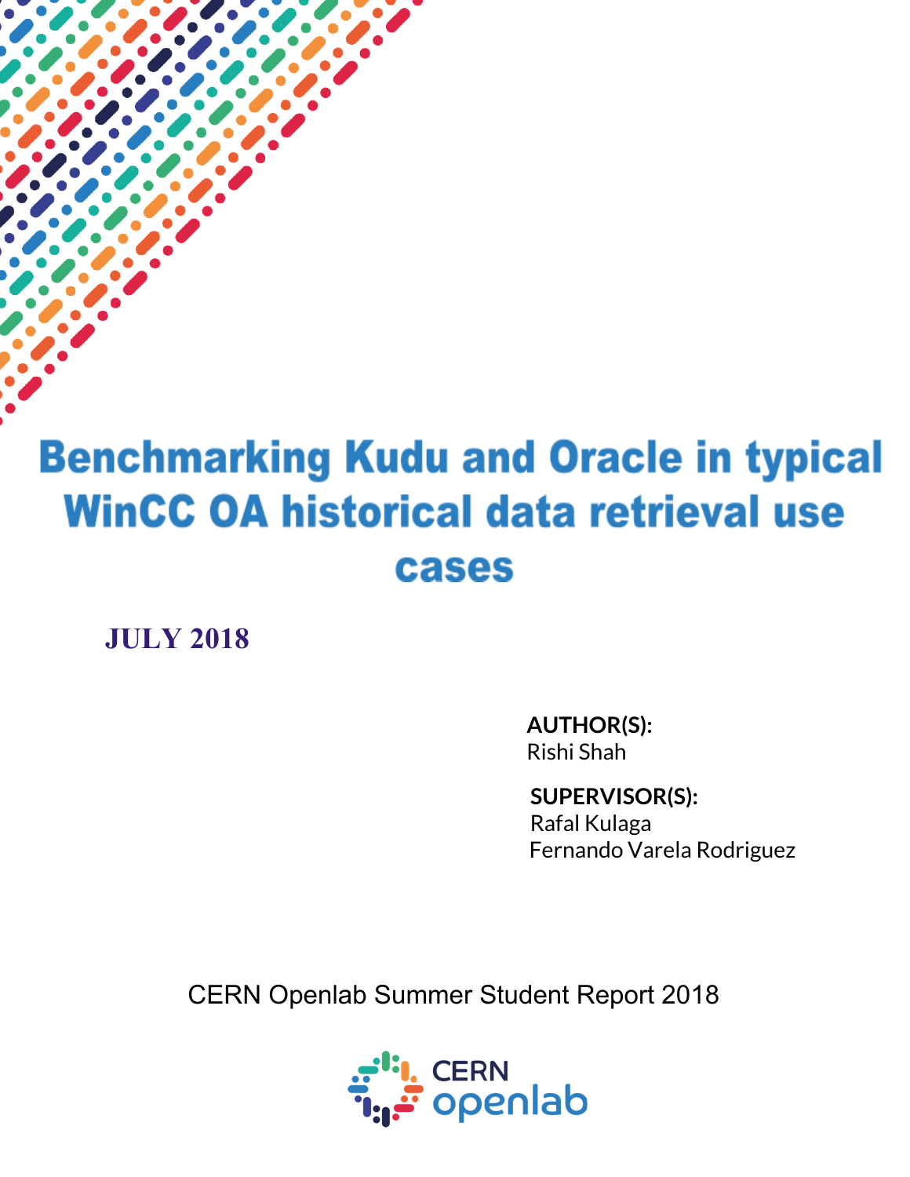# Benchmarking Kudu and Oracle in typical WinCC OA historical data retrieval use cases

**JULY 2018**

**AUTHOR(S):**
Rishi Shah

**SUPERVISOR(S):**
Rafal Kulaga
Fernando Varela Rodriguez

CERN Openlab Summer Student Report 2018

CERN openlab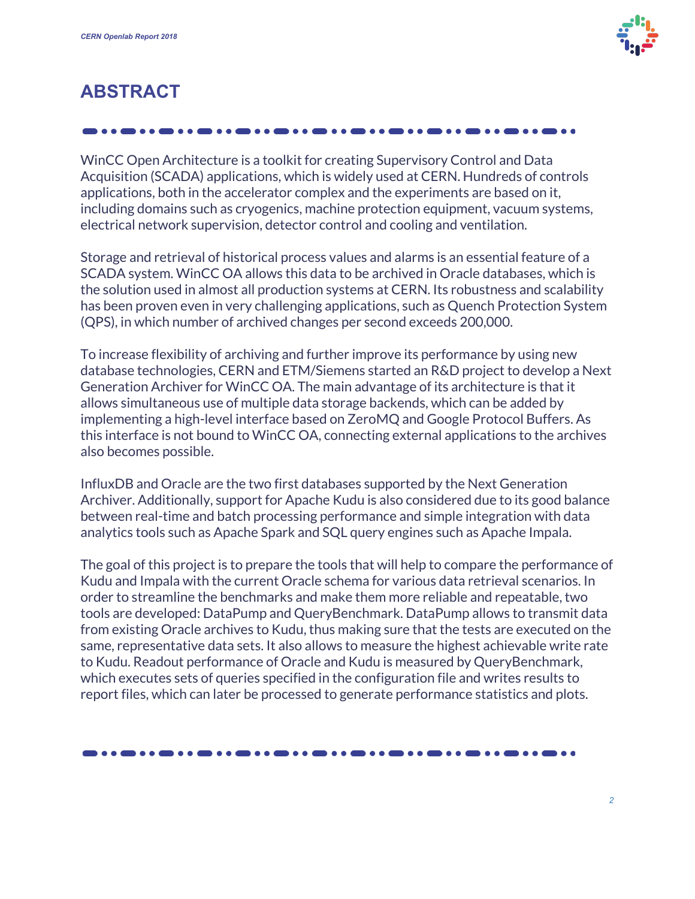# ABSTRACT

WinCC Open Architecture is a toolkit for creating Supervisory Control and Data Acquisition (SCADA) applications, which is widely used at CERN. Hundreds of controls applications, both in the accelerator complex and the experiments are based on it, including domains such as cryogenics, machine protection equipment, vacuum systems, electrical network supervision, detector control and cooling and ventilation.

Storage and retrieval of historical process values and alarms is an essential feature of a SCADA system. WinCC OA allows this data to be archived in Oracle databases, which is the solution used in almost all production systems at CERN. Its robustness and scalability has been proven even in very challenging applications, such as Quench Protection System (QPS), in which number of archived changes per second exceeds 200,000.

To increase flexibility of archiving and further improve its performance by using new database technologies, CERN and ETM/Siemens started an R&D project to develop a Next Generation Archiver for WinCC OA. The main advantage of its architecture is that it allows simultaneous use of multiple data storage backends, which can be added by implementing a high-level interface based on ZeroMQ and Google Protocol Buffers. As this interface is not bound to WinCC OA, connecting external applications to the archives also becomes possible.

InfluxDB and Oracle are the two first databases supported by the Next Generation Archiver. Additionally, support for Apache Kudu is also considered due to its good balance between real-time and batch processing performance and simple integration with data analytics tools such as Apache Spark and SQL query engines such as Apache Impala.

The goal of this project is to prepare the tools that will help to compare the performance of Kudu and Impala with the current Oracle schema for various data retrieval scenarios. In order to streamline the benchmarks and make them more reliable and repeatable, two tools are developed: DataPump and QueryBenchmark. DataPump allows to transmit data from existing Oracle archives to Kudu, thus making sure that the tests are executed on the same, representative data sets. It also allows to measure the highest achievable write rate to Kudu. Readout performance of Oracle and Kudu is measured by QueryBenchmark, which executes sets of queries specified in the configuration file and writes results to report files, which can later be processed to generate performance statistics and plots.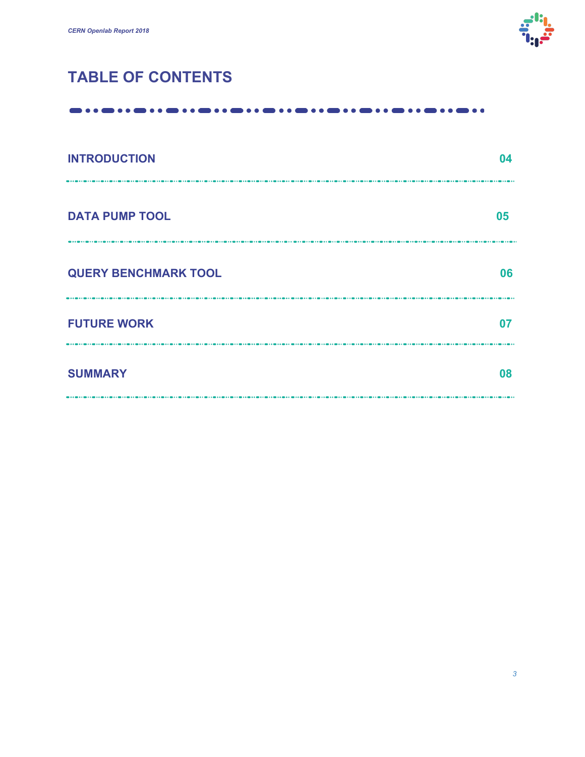# TABLE OF CONTENTS

| | |
|---|---|
| **INTRODUCTION** | 04 |
| **DATA PUMP TOOL** | 05 |
| **QUERY BENCHMARK TOOL** | 06 |
| **FUTURE WORK** | 07 |
| **SUMMARY** | 08 |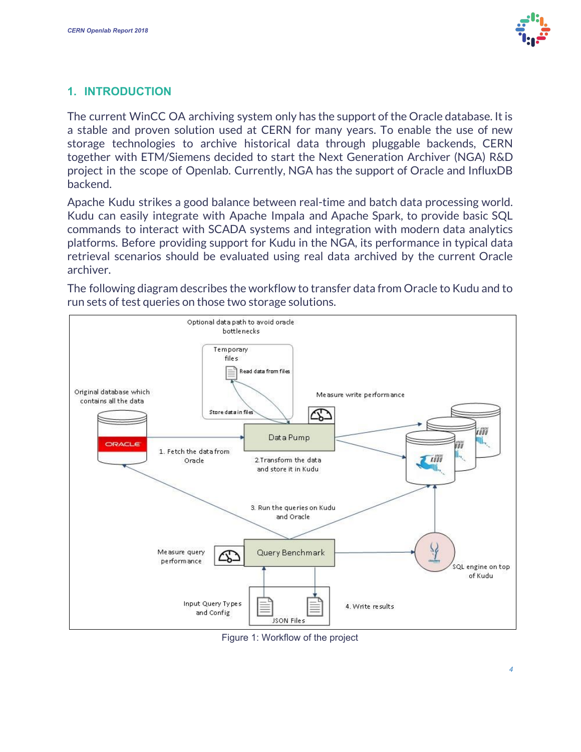## 1. INTRODUCTION

The current WinCC OA archiving system only has the support of the Oracle database. It is a stable and proven solution used at CERN for many years. To enable the use of new storage technologies to archive historical data through pluggable backends, CERN together with ETM/Siemens decided to start the Next Generation Archiver (NGA) R&D project in the scope of Openlab. Currently, NGA has the support of Oracle and InfluxDB backend.

Apache Kudu strikes a good balance between real-time and batch data processing world. Kudu can easily integrate with Apache Impala and Apache Spark, to provide basic SQL commands to interact with SCADA systems and integration with modern data analytics platforms. Before providing support for Kudu in the NGA, its performance in typical data retrieval scenarios should be evaluated using real data archived by the current Oracle archiver.

The following diagram describes the workflow to transfer data from Oracle to Kudu and to run sets of test queries on those two storage solutions.

Figure 1: Workflow of the project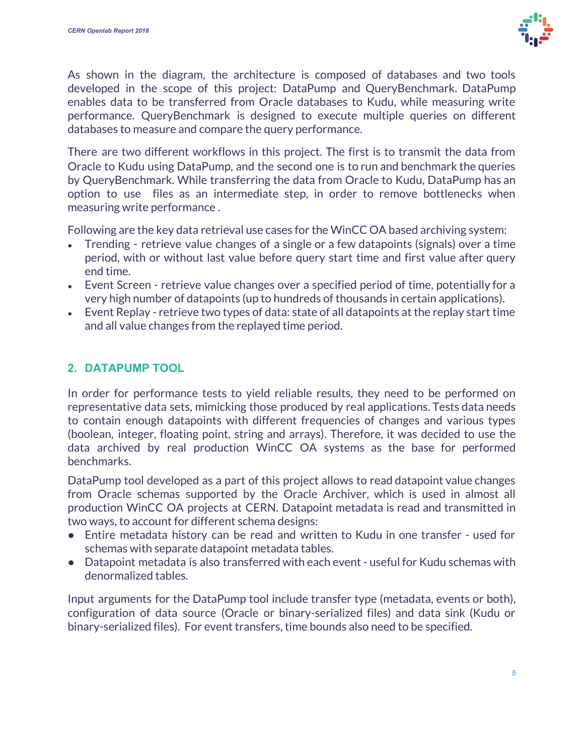As shown in the diagram, the architecture is composed of databases and two tools developed in the scope of this project: DataPump and QueryBenchmark. DataPump enables data to be transferred from Oracle databases to Kudu, while measuring write performance. QueryBenchmark is designed to execute multiple queries on different databases to measure and compare the query performance.

There are two different workflows in this project. The first is to transmit the data from Oracle to Kudu using DataPump, and the second one is to run and benchmark the queries by QueryBenchmark. While transferring the data from Oracle to Kudu, DataPump has an option to use files as an intermediate step, in order to remove bottlenecks when measuring write performance .

Following are the key data retrieval use cases for the WinCC OA based archiving system:

- Trending - retrieve value changes of a single or a few datapoints (signals) over a time period, with or without last value before query start time and first value after query end time.
- Event Screen - retrieve value changes over a specified period of time, potentially for a very high number of datapoints (up to hundreds of thousands in certain applications).
- Event Replay - retrieve two types of data: state of all datapoints at the replay start time and all value changes from the replayed time period.

## 2. DATAPUMP TOOL

In order for performance tests to yield reliable results, they need to be performed on representative data sets, mimicking those produced by real applications. Tests data needs to contain enough datapoints with different frequencies of changes and various types (boolean, integer, floating point, string and arrays). Therefore, it was decided to use the data archived by real production WinCC OA systems as the base for performed benchmarks.

DataPump tool developed as a part of this project allows to read datapoint value changes from Oracle schemas supported by the Oracle Archiver, which is used in almost all production WinCC OA projects at CERN. Datapoint metadata is read and transmitted in two ways, to account for different schema designs:

- Entire metadata history can be read and written to Kudu in one transfer - used for schemas with separate datapoint metadata tables.
- Datapoint metadata is also transferred with each event - useful for Kudu schemas with denormalized tables.

Input arguments for the DataPump tool include transfer type (metadata, events or both), configuration of data source (Oracle or binary-serialized files) and data sink (Kudu or binary-serialized files). For event transfers, time bounds also need to be specified.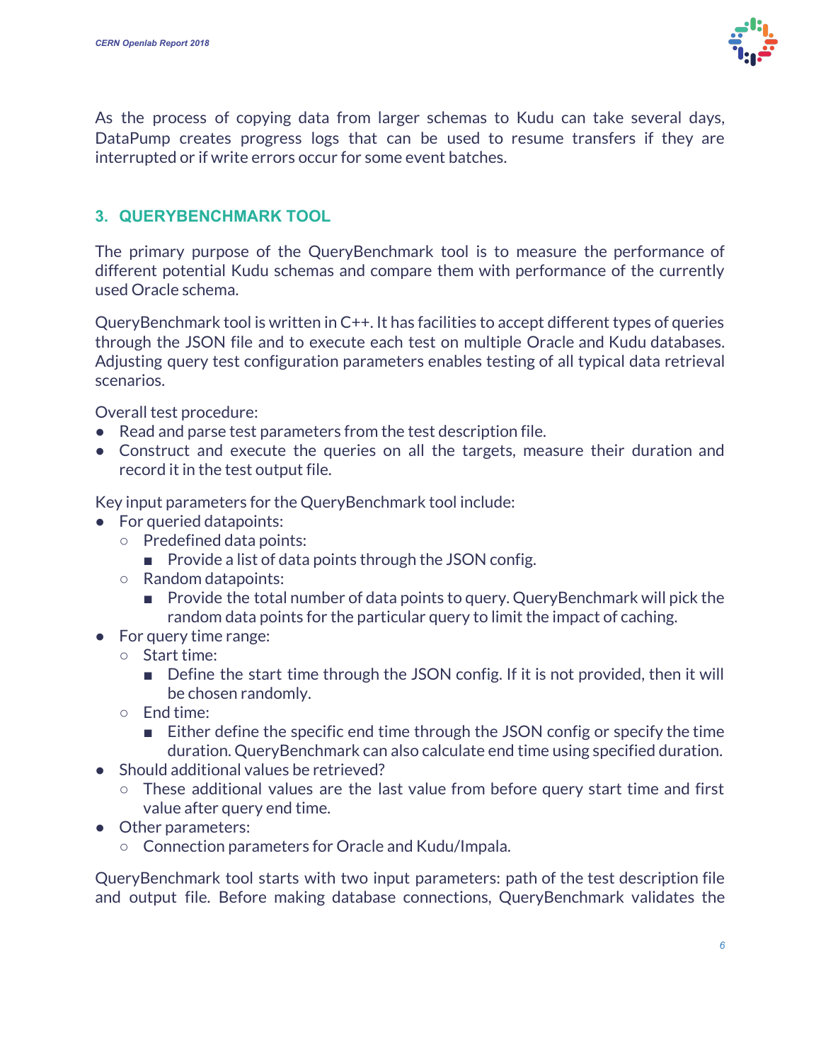As the process of copying data from larger schemas to Kudu can take several days, DataPump creates progress logs that can be used to resume transfers if they are interrupted or if write errors occur for some event batches.

## 3. QUERYBENCHMARK TOOL

The primary purpose of the QueryBenchmark tool is to measure the performance of different potential Kudu schemas and compare them with performance of the currently used Oracle schema.

QueryBenchmark tool is written in C++. It has facilities to accept different types of queries through the JSON file and to execute each test on multiple Oracle and Kudu databases. Adjusting query test configuration parameters enables testing of all typical data retrieval scenarios.

Overall test procedure:

- Read and parse test parameters from the test description file.
- Construct and execute the queries on all the targets, measure their duration and record it in the test output file.

Key input parameters for the QueryBenchmark tool include:

- For queried datapoints:
  - Predefined data points:
    - Provide a list of data points through the JSON config.
  - Random datapoints:
    - Provide the total number of data points to query. QueryBenchmark will pick the random data points for the particular query to limit the impact of caching.
- For query time range:
  - Start time:
    - Define the start time through the JSON config. If it is not provided, then it will be chosen randomly.
  - End time:
    - Either define the specific end time through the JSON config or specify the time duration. QueryBenchmark can also calculate end time using specified duration.
- Should additional values be retrieved?
  - These additional values are the last value from before query start time and first value after query end time.
- Other parameters:
  - Connection parameters for Oracle and Kudu/Impala.

QueryBenchmark tool starts with two input parameters: path of the test description file and output file. Before making database connections, QueryBenchmark validates the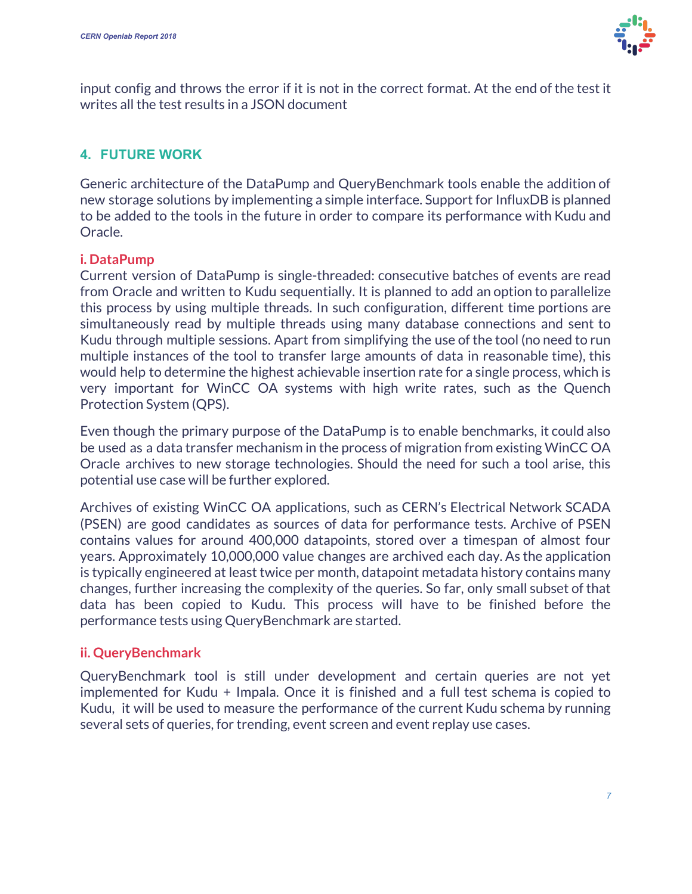input config and throws the error if it is not in the correct format. At the end of the test it writes all the test results in a JSON document

## 4. FUTURE WORK

Generic architecture of the DataPump and QueryBenchmark tools enable the addition of new storage solutions by implementing a simple interface. Support for InfluxDB is planned to be added to the tools in the future in order to compare its performance with Kudu and Oracle.

### i. DataPump

Current version of DataPump is single-threaded: consecutive batches of events are read from Oracle and written to Kudu sequentially. It is planned to add an option to parallelize this process by using multiple threads. In such configuration, different time portions are simultaneously read by multiple threads using many database connections and sent to Kudu through multiple sessions. Apart from simplifying the use of the tool (no need to run multiple instances of the tool to transfer large amounts of data in reasonable time), this would help to determine the highest achievable insertion rate for a single process, which is very important for WinCC OA systems with high write rates, such as the Quench Protection System (QPS).

Even though the primary purpose of the DataPump is to enable benchmarks, it could also be used as a data transfer mechanism in the process of migration from existing WinCC OA Oracle archives to new storage technologies. Should the need for such a tool arise, this potential use case will be further explored.

Archives of existing WinCC OA applications, such as CERN's Electrical Network SCADA (PSEN) are good candidates as sources of data for performance tests. Archive of PSEN contains values for around 400,000 datapoints, stored over a timespan of almost four years. Approximately 10,000,000 value changes are archived each day. As the application is typically engineered at least twice per month, datapoint metadata history contains many changes, further increasing the complexity of the queries. So far, only small subset of that data has been copied to Kudu. This process will have to be finished before the performance tests using QueryBenchmark are started.

### ii. QueryBenchmark

QueryBenchmark tool is still under development and certain queries are not yet implemented for Kudu + Impala. Once it is finished and a full test schema is copied to Kudu, it will be used to measure the performance of the current Kudu schema by running several sets of queries, for trending, event screen and event replay use cases.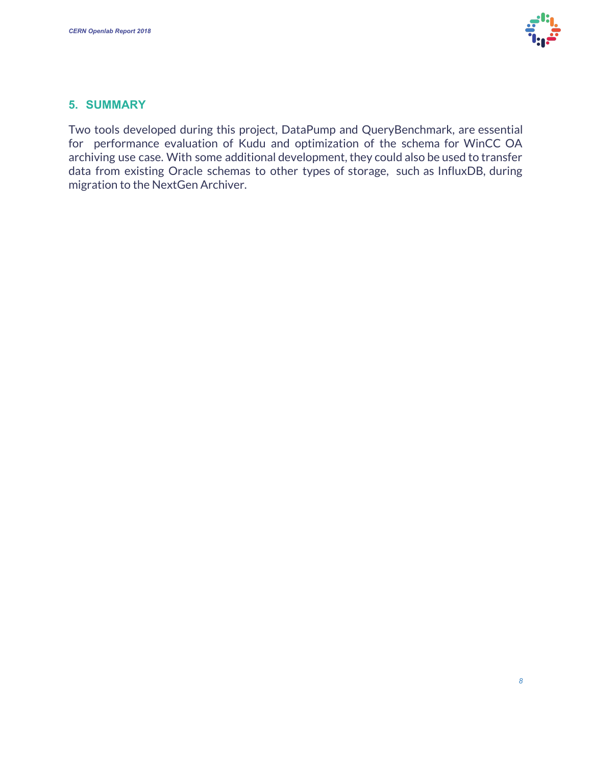## 5. SUMMARY

Two tools developed during this project, DataPump and QueryBenchmark, are essential for performance evaluation of Kudu and optimization of the schema for WinCC OA archiving use case. With some additional development, they could also be used to transfer data from existing Oracle schemas to other types of storage, such as InfluxDB, during migration to the NextGen Archiver.